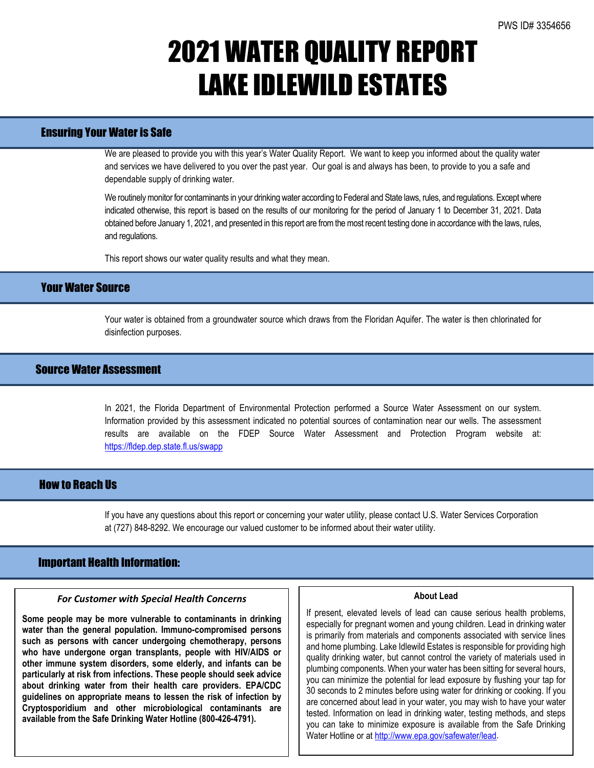PWS ID# 3354656

# 2021 WATER QUALITY REPORT
# LAKE IDLEWILD ESTATES

## Ensuring Your Water is Safe

We are pleased to provide you with this year's Water Quality Report. We want to keep you informed about the quality water and services we have delivered to you over the past year. Our goal is and always has been, to provide to you a safe and dependable supply of drinking water.

We routinely monitor for contaminants in your drinking water according to Federal and State laws, rules, and regulations. Except where indicated otherwise, this report is based on the results of our monitoring for the period of January 1 to December 31, 2021. Data obtained before January 1, 2021, and presented in this report are from the most recent testing done in accordance with the laws, rules, and regulations.

This report shows our water quality results and what they mean.

## Your Water Source

Your water is obtained from a groundwater source which draws from the Floridan Aquifer. The water is then chlorinated for disinfection purposes.

## Source Water Assessment

In 2021, the Florida Department of Environmental Protection performed a Source Water Assessment on our system. Information provided by this assessment indicated no potential sources of contamination near our wells. The assessment results are available on the FDEP Source Water Assessment and Protection Program website at: https://fldep.dep.state.fl.us/swapp

## How to Reach Us

If you have any questions about this report or concerning your water utility, please contact U.S. Water Services Corporation at (727) 848-8292. We encourage our valued customer to be informed about their water utility.

## Important Health Information:

### *For Customer with Special Health Concerns*

**Some people may be more vulnerable to contaminants in drinking water than the general population. Immuno-compromised persons such as persons with cancer undergoing chemotherapy, persons who have undergone organ transplants, people with HIV/AIDS or other immune system disorders, some elderly, and infants can be particularly at risk from infections. These people should seek advice about drinking water from their health care providers. EPA/CDC guidelines on appropriate means to lessen the risk of infection by Cryptosporidium and other microbiological contaminants are available from the Safe Drinking Water Hotline (800-426-4791).**

### About Lead

If present, elevated levels of lead can cause serious health problems, especially for pregnant women and young children. Lead in drinking water is primarily from materials and components associated with service lines and home plumbing. Lake Idlewild Estates is responsible for providing high quality drinking water, but cannot control the variety of materials used in plumbing components. When your water has been sitting for several hours, you can minimize the potential for lead exposure by flushing your tap for 30 seconds to 2 minutes before using water for drinking or cooking. If you are concerned about lead in your water, you may wish to have your water tested. Information on lead in drinking water, testing methods, and steps you can take to minimize exposure is available from the Safe Drinking Water Hotline or at http://www.epa.gov/safewater/lead.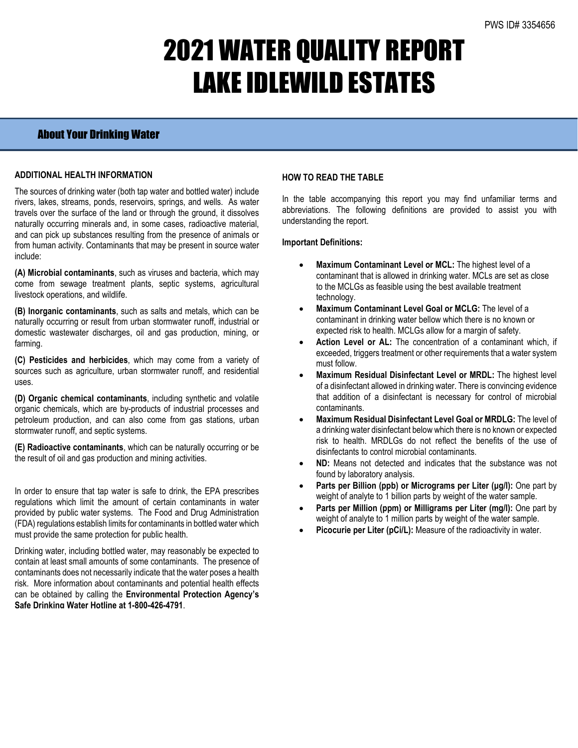PWS ID# 3354656

# 2021 WATER QUALITY REPORT
# LAKE IDLEWILD ESTATES

## About Your Drinking Water

### ADDITIONAL HEALTH INFORMATION

The sources of drinking water (both tap water and bottled water) include rivers, lakes, streams, ponds, reservoirs, springs, and wells. As water travels over the surface of the land or through the ground, it dissolves naturally occurring minerals and, in some cases, radioactive material, and can pick up substances resulting from the presence of animals or from human activity. Contaminants that may be present in source water include:

**(A) Microbial contaminants**, such as viruses and bacteria, which may come from sewage treatment plants, septic systems, agricultural livestock operations, and wildlife.

**(B) Inorganic contaminants**, such as salts and metals, which can be naturally occurring or result from urban stormwater runoff, industrial or domestic wastewater discharges, oil and gas production, mining, or farming.

**(C) Pesticides and herbicides**, which may come from a variety of sources such as agriculture, urban stormwater runoff, and residential uses.

**(D) Organic chemical contaminants**, including synthetic and volatile organic chemicals, which are by-products of industrial processes and petroleum production, and can also come from gas stations, urban stormwater runoff, and septic systems.

**(E) Radioactive contaminants**, which can be naturally occurring or be the result of oil and gas production and mining activities.

In order to ensure that tap water is safe to drink, the EPA prescribes regulations which limit the amount of certain contaminants in water provided by public water systems. The Food and Drug Administration (FDA) regulations establish limits for contaminants in bottled water which must provide the same protection for public health.

Drinking water, including bottled water, may reasonably be expected to contain at least small amounts of some contaminants. The presence of contaminants does not necessarily indicate that the water poses a health risk. More information about contaminants and potential health effects can be obtained by calling the **Environmental Protection Agency's Safe Drinking Water Hotline at 1-800-426-4791**.

### HOW TO READ THE TABLE

In the table accompanying this report you may find unfamiliar terms and abbreviations. The following definitions are provided to assist you with understanding the report.

**Important Definitions:**

- **Maximum Contaminant Level or MCL:** The highest level of a contaminant that is allowed in drinking water. MCLs are set as close to the MCLGs as feasible using the best available treatment technology.
- **Maximum Contaminant Level Goal or MCLG:** The level of a contaminant in drinking water bellow which there is no known or expected risk to health. MCLGs allow for a margin of safety.
- **Action Level or AL:** The concentration of a contaminant which, if exceeded, triggers treatment or other requirements that a water system must follow.
- **Maximum Residual Disinfectant Level or MRDL:** The highest level of a disinfectant allowed in drinking water. There is convincing evidence that addition of a disinfectant is necessary for control of microbial contaminants.
- **Maximum Residual Disinfectant Level Goal or MRDLG:** The level of a drinking water disinfectant below which there is no known or expected risk to health. MRDLGs do not reflect the benefits of the use of disinfectants to control microbial contaminants.
- **ND:** Means not detected and indicates that the substance was not found by laboratory analysis.
- **Parts per Billion (ppb) or Micrograms per Liter (µg/l):** One part by weight of analyte to 1 billion parts by weight of the water sample.
- **Parts per Million (ppm) or Milligrams per Liter (mg/l):** One part by weight of analyte to 1 million parts by weight of the water sample.
- **Picocurie per Liter (pCi/L):** Measure of the radioactivity in water.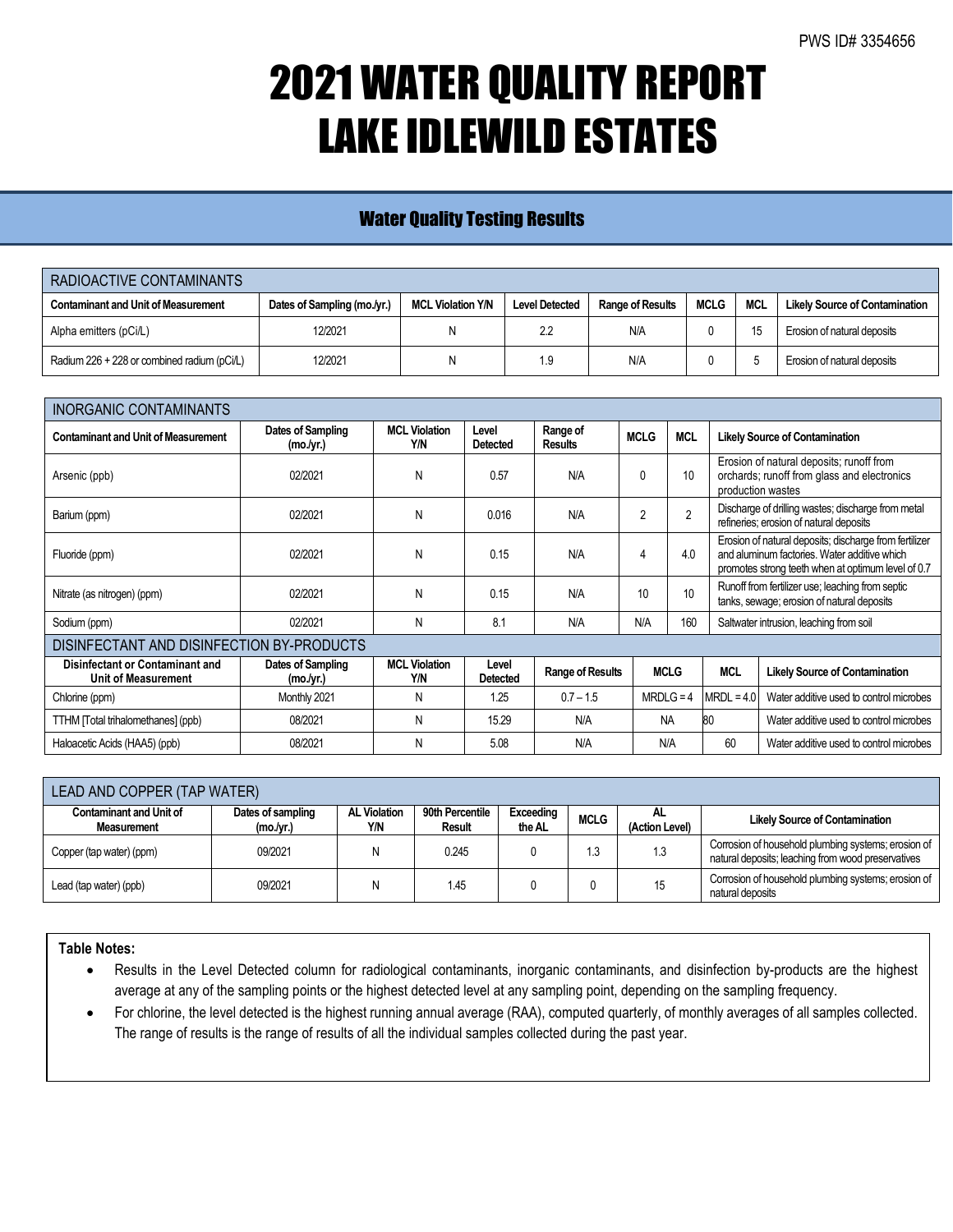PWS ID# 3354656

# 2021 WATER QUALITY REPORT
# LAKE IDLEWILD ESTATES

## Water Quality Testing Results

| RADIOACTIVE CONTAMINANTS | | | | | | | |
|---|---|---|---|---|---|---|---|
| **Contaminant and Unit of Measurement** | **Dates of Sampling (mo./yr.)** | **MCL Violation Y/N** | **Level Detected** | **Range of Results** | **MCLG** | **MCL** | **Likely Source of Contamination** |
| Alpha emitters (pCi/L) | 12/2021 | N | 2.2 | N/A | 0 | 15 | Erosion of natural deposits |
| Radium 226 + 228 or combined radium (pCi/L) | 12/2021 | N | 1.9 | N/A | 0 | 5 | Erosion of natural deposits |

| INORGANIC CONTAMINANTS | | | | | | | |
|---|---|---|---|---|---|---|---|
| **Contaminant and Unit of Measurement** | **Dates of Sampling (mo./yr.)** | **MCL Violation Y/N** | **Level Detected** | **Range of Results** | **MCLG** | **MCL** | **Likely Source of Contamination** |
| Arsenic (ppb) | 02/2021 | N | 0.57 | N/A | 0 | 10 | Erosion of natural deposits; runoff from orchards; runoff from glass and electronics production wastes |
| Barium (ppm) | 02/2021 | N | 0.016 | N/A | 2 | 2 | Discharge of drilling wastes; discharge from metal refineries; erosion of natural deposits |
| Fluoride (ppm) | 02/2021 | N | 0.15 | N/A | 4 | 4.0 | Erosion of natural deposits; discharge from fertilizer and aluminum factories. Water additive which promotes strong teeth when at optimum level of 0.7 |
| Nitrate (as nitrogen) (ppm) | 02/2021 | N | 0.15 | N/A | 10 | 10 | Runoff from fertilizer use; leaching from septic tanks, sewage; erosion of natural deposits |
| Sodium (ppm) | 02/2021 | N | 8.1 | N/A | N/A | 160 | Saltwater intrusion, leaching from soil |
| **DISINFECTANT AND DISINFECTION BY-PRODUCTS** | | | | | | | |
| **Disinfectant or Contaminant and Unit of Measurement** | **Dates of Sampling (mo./yr.)** | **MCL Violation Y/N** | **Level Detected** | **Range of Results** | **MCLG** | **MCL** | **Likely Source of Contamination** |
| Chlorine (ppm) | Monthly 2021 | N | 1.25 | 0.7 – 1.5 | MRDLG = 4 | MRDL = 4.0 | Water additive used to control microbes |
| TTHM [Total trihalomethanes] (ppb) | 08/2021 | N | 15.29 | N/A | NA | 80 | Water additive used to control microbes |
| Haloacetic Acids (HAA5) (ppb) | 08/2021 | N | 5.08 | N/A | N/A | 60 | Water additive used to control microbes |

| LEAD AND COPPER (TAP WATER) | | | | | | | |
|---|---|---|---|---|---|---|---|
| **Contaminant and Unit of Measurement** | **Dates of sampling (mo./yr.)** | **AL Violation Y/N** | **90th Percentile Result** | **Exceeding the AL** | **MCLG** | **AL (Action Level)** | **Likely Source of Contamination** |
| Copper (tap water) (ppm) | 09/2021 | N | 0.245 | 0 | 1.3 | 1.3 | Corrosion of household plumbing systems; erosion of natural deposits; leaching from wood preservatives |
| Lead (tap water) (ppb) | 09/2021 | N | 1.45 | 0 | 0 | 15 | Corrosion of household plumbing systems; erosion of natural deposits |

**Table Notes:**

- Results in the Level Detected column for radiological contaminants, inorganic contaminants, and disinfection by-products are the highest average at any of the sampling points or the highest detected level at any sampling point, depending on the sampling frequency.
- For chlorine, the level detected is the highest running annual average (RAA), computed quarterly, of monthly averages of all samples collected. The range of results is the range of results of all the individual samples collected during the past year.